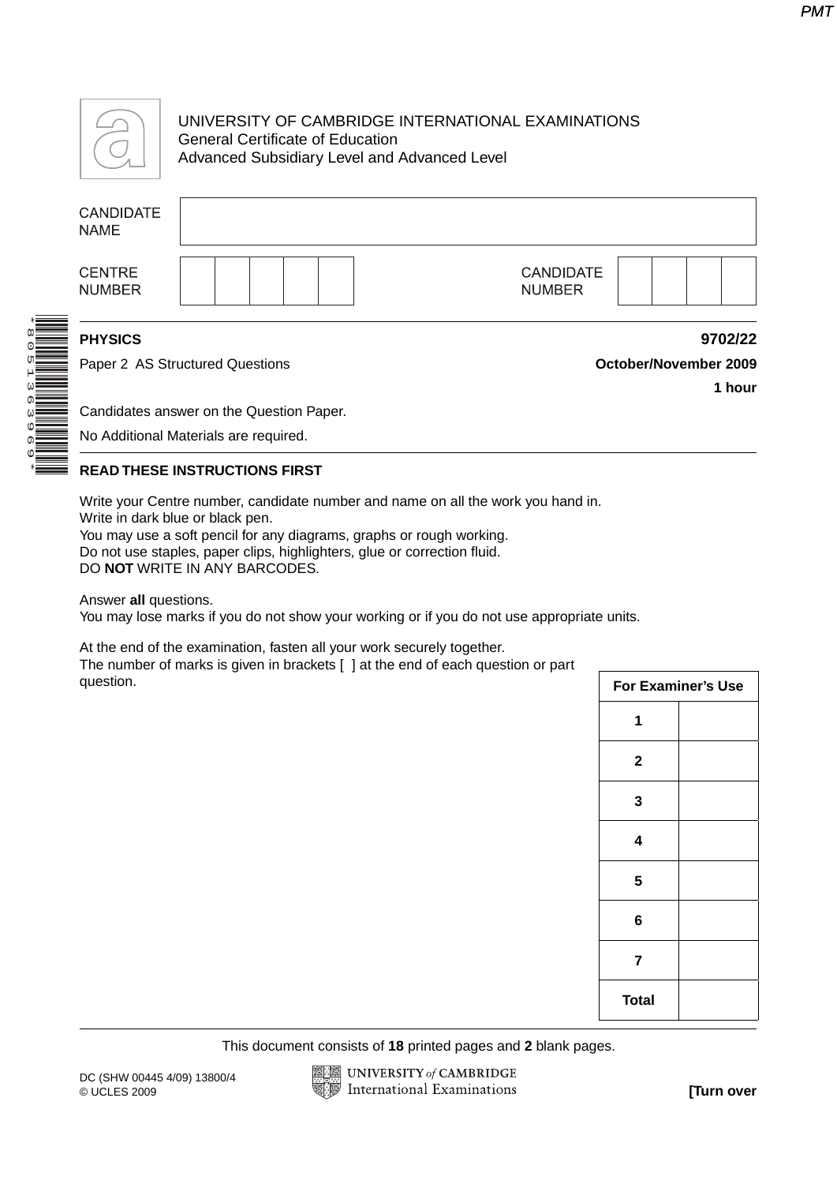UNIVERSITY OF CAMBRIDGE INTERNATIONAL EXAMINATIONS
General Certificate of Education
Advanced Subsidiary Level and Advanced Level

| CANDIDATE NAME | |
|---|---|

| CENTRE NUMBER | | | | | | CANDIDATE NUMBER | | | | |
|---|---|---|---|---|---|---|---|---|---|---|

**PHYSICS** **9702/22**

Paper 2 AS Structured Questions **October/November 2009**

**1 hour**

Candidates answer on the Question Paper.

No Additional Materials are required.

**READ THESE INSTRUCTIONS FIRST**

Write your Centre number, candidate number and name on all the work you hand in.
Write in dark blue or black pen.
You may use a soft pencil for any diagrams, graphs or rough working.
Do not use staples, paper clips, highlighters, glue or correction fluid.
DO **NOT** WRITE IN ANY BARCODES.

Answer **all** questions.
You may lose marks if you do not show your working or if you do not use appropriate units.

At the end of the examination, fasten all your work securely together.
The number of marks is given in brackets [ ] at the end of each question or part question.

| For Examiner's Use | |
|---|---|
| 1 | |
| 2 | |
| 3 | |
| 4 | |
| 5 | |
| 6 | |
| 7 | |
| Total | |

This document consists of **18** printed pages and **2** blank pages.

DC (SHW 00445 4/09) 13800/4
© UCLES 2009

**[Turn over**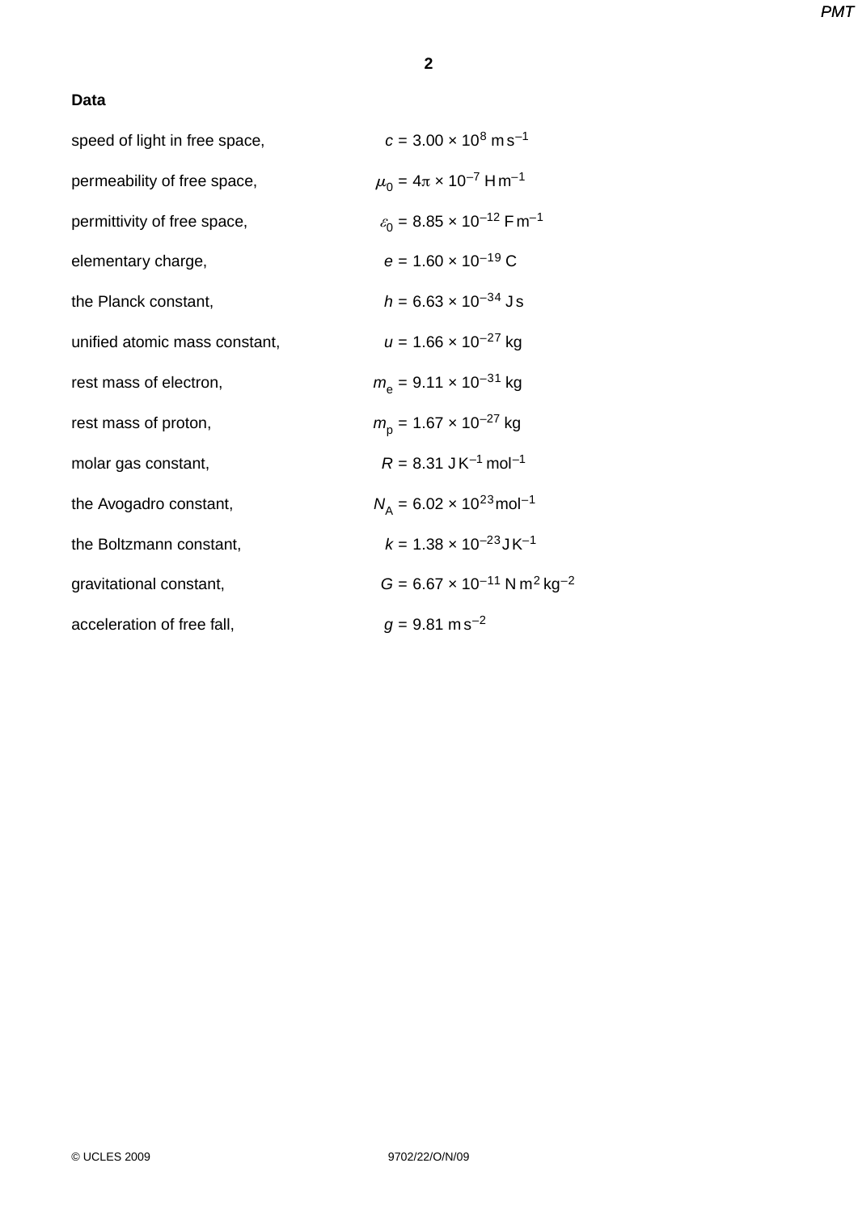**Data**

| | |
|---|---|
| speed of light in free space, | $c = 3.00 \times 10^{8}\ \mathrm{m\,s^{-1}}$ |
| permeability of free space, | $\mu_0 = 4\pi \times 10^{-7}\ \mathrm{H\,m^{-1}}$ |
| permittivity of free space, | $\varepsilon_0 = 8.85 \times 10^{-12}\ \mathrm{F\,m^{-1}}$ |
| elementary charge, | $e = 1.60 \times 10^{-19}\ \mathrm{C}$ |
| the Planck constant, | $h = 6.63 \times 10^{-34}\ \mathrm{J\,s}$ |
| unified atomic mass constant, | $u = 1.66 \times 10^{-27}\ \mathrm{kg}$ |
| rest mass of electron, | $m_e = 9.11 \times 10^{-31}\ \mathrm{kg}$ |
| rest mass of proton, | $m_p = 1.67 \times 10^{-27}\ \mathrm{kg}$ |
| molar gas constant, | $R = 8.31\ \mathrm{J\,K^{-1}\,mol^{-1}}$ |
| the Avogadro constant, | $N_A = 6.02 \times 10^{23}\ \mathrm{mol^{-1}}$ |
| the Boltzmann constant, | $k = 1.38 \times 10^{-23}\ \mathrm{J\,K^{-1}}$ |
| gravitational constant, | $G = 6.67 \times 10^{-11}\ \mathrm{N\,m^{2}\,kg^{-2}}$ |
| acceleration of free fall, | $g = 9.81\ \mathrm{m\,s^{-2}}$ |

© UCLES 2009 9702/22/O/N/09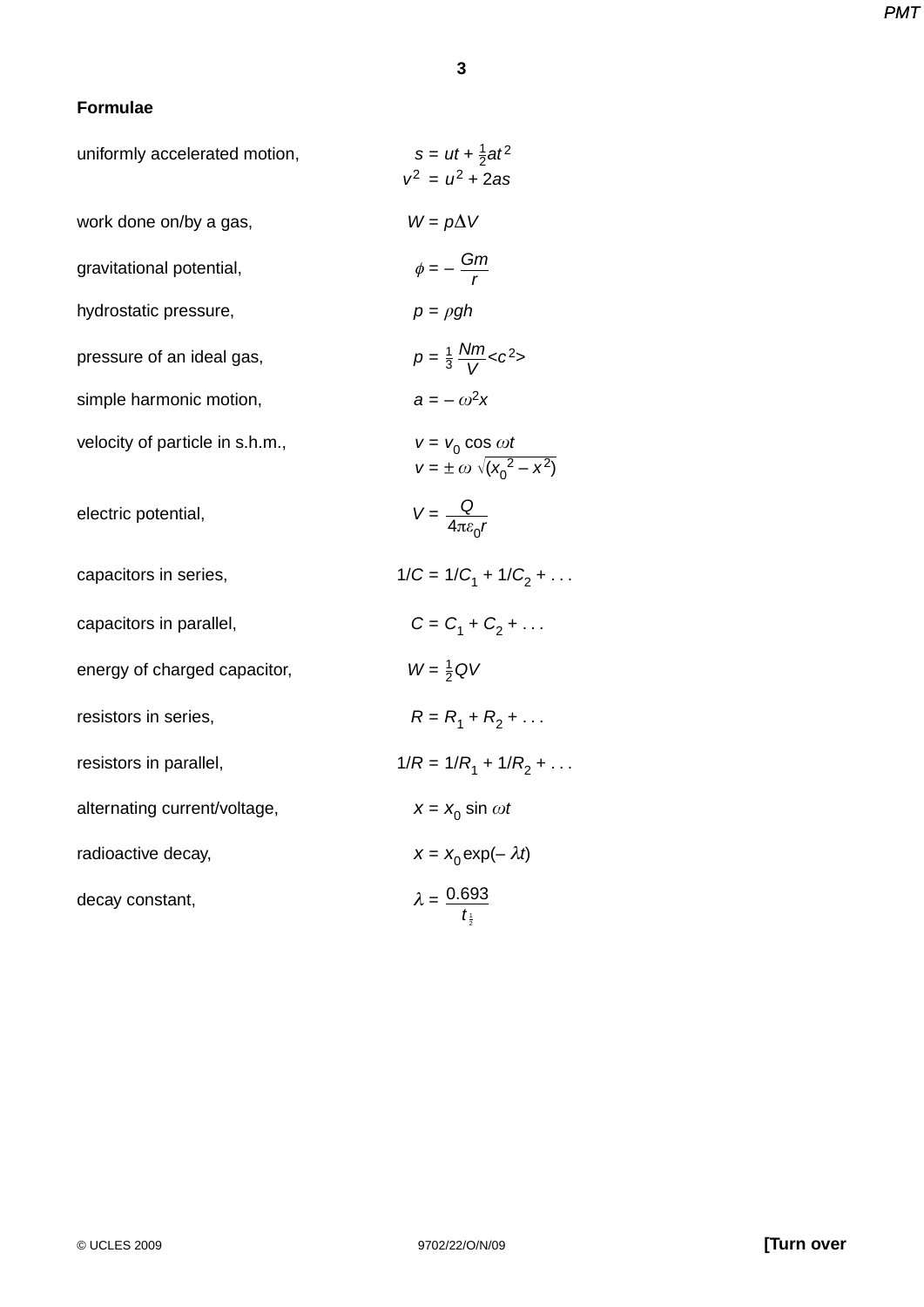**Formulae**

| | |
|---|---|
| uniformly accelerated motion, | $s = ut + \frac{1}{2}at^2$ |
| | $v^2 = u^2 + 2as$ |
| work done on/by a gas, | $W = p\Delta V$ |
| gravitational potential, | $\phi = -\dfrac{Gm}{r}$ |
| hydrostatic pressure, | $p = \rho gh$ |
| pressure of an ideal gas, | $p = \frac{1}{3}\dfrac{Nm}{V}\langle c^2\rangle$ |
| simple harmonic motion, | $a = -\omega^2 x$ |
| velocity of particle in s.h.m., | $v = v_0 \cos \omega t$ |
| | $v = \pm\, \omega \sqrt{(x_0^2 - x^2)}$ |
| electric potential, | $V = \dfrac{Q}{4\pi\varepsilon_0 r}$ |
| capacitors in series, | $1/C = 1/C_1 + 1/C_2 + \ldots$ |
| capacitors in parallel, | $C = C_1 + C_2 + \ldots$ |
| energy of charged capacitor, | $W = \frac{1}{2}QV$ |
| resistors in series, | $R = R_1 + R_2 + \ldots$ |
| resistors in parallel, | $1/R = 1/R_1 + 1/R_2 + \ldots$ |
| alternating current/voltage, | $x = x_0 \sin \omega t$ |
| radioactive decay, | $x = x_0 \exp(-\lambda t)$ |
| decay constant, | $\lambda = \dfrac{0.693}{t_{\frac{1}{2}}}$ |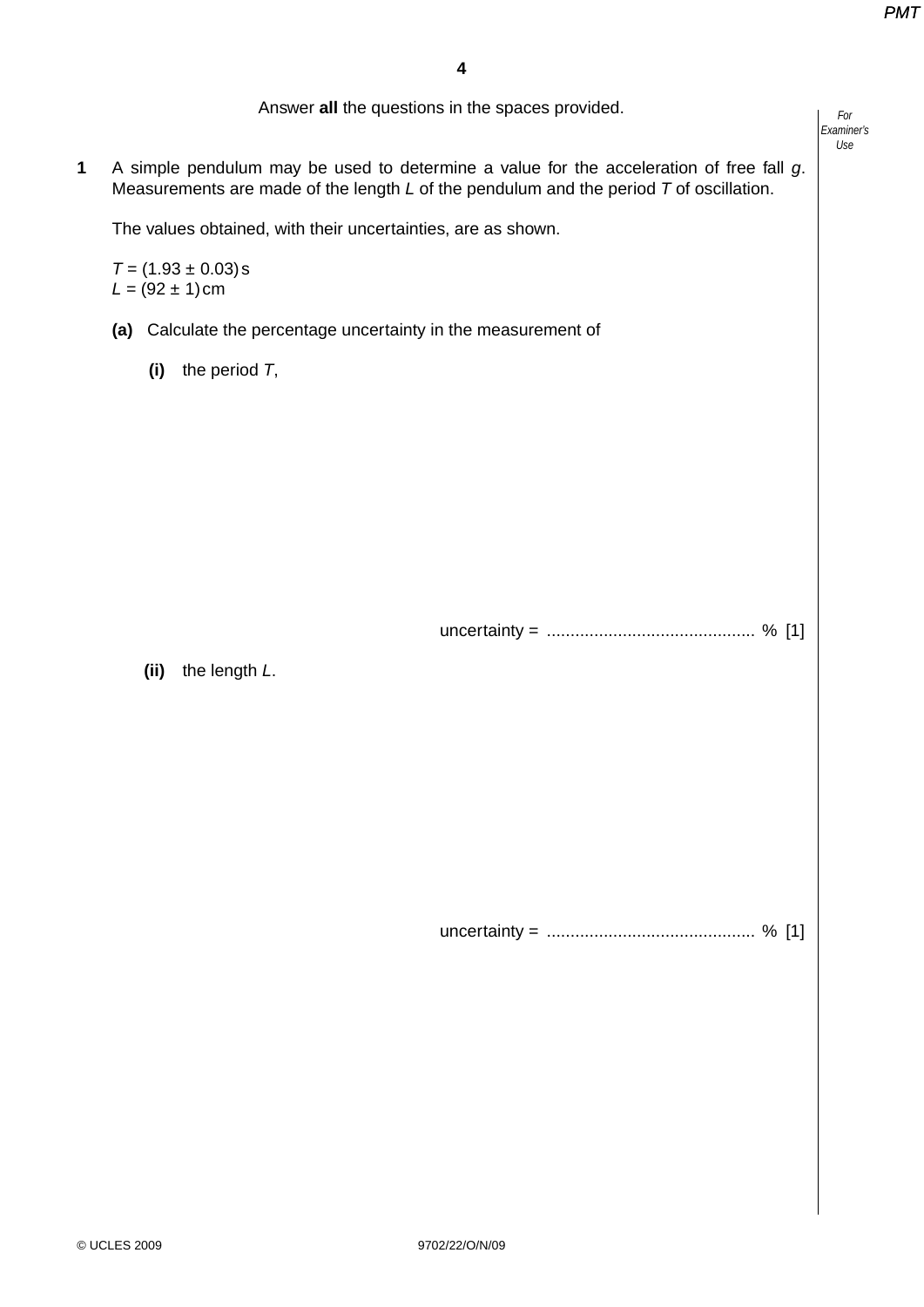Answer **all** the questions in the spaces provided.

**1** A simple pendulum may be used to determine a value for the acceleration of free fall $g$. Measurements are made of the length $L$ of the pendulum and the period $T$ of oscillation.

The values obtained, with their uncertainties, are as shown.

$T = (1.93 \pm 0.03)$ s
$L = (92 \pm 1)$ cm

**(a)** Calculate the percentage uncertainty in the measurement of

**(i)** the period $T$,

uncertainty = ............................................ % [1]

**(ii)** the length $L$.

uncertainty = ............................................ % [1]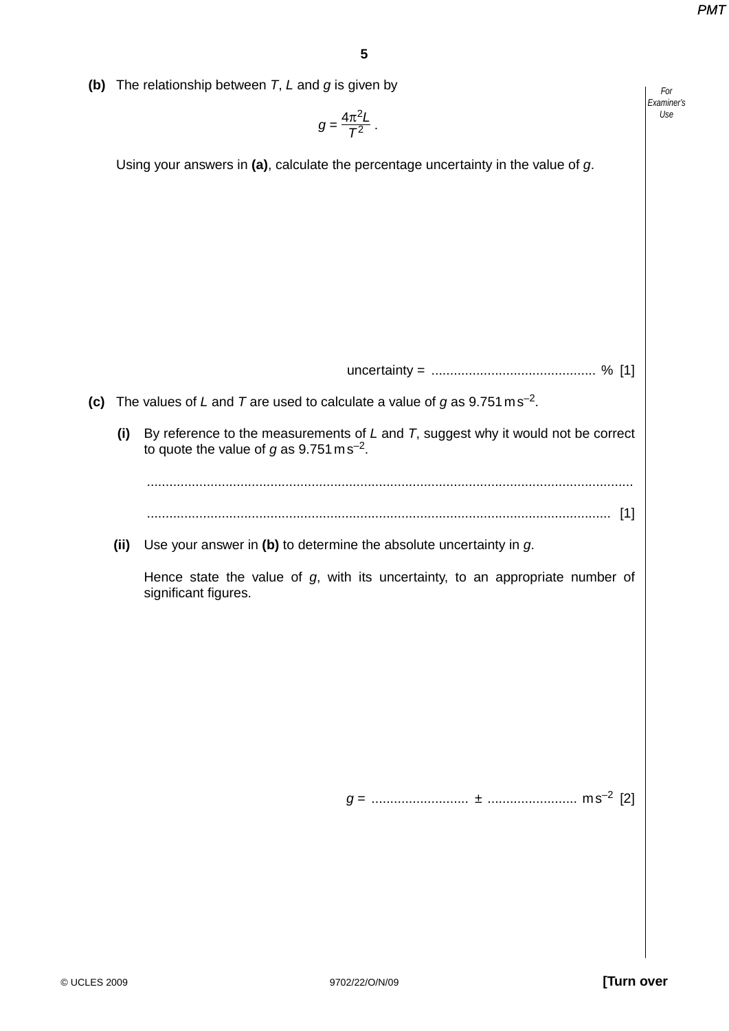**(b)** The relationship between $T$, $L$ and $g$ is given by

$$g = \frac{4\pi^2 L}{T^2}.$$

Using your answers in **(a)**, calculate the percentage uncertainty in the value of $g$.

uncertainty = ........................................... % [1]

**(c)** The values of $L$ and $T$ are used to calculate a value of $g$ as $9.751\,\text{m}\,\text{s}^{-2}$.

**(i)** By reference to the measurements of $L$ and $T$, suggest why it would not be correct to quote the value of $g$ as $9.751\,\text{m}\,\text{s}^{-2}$.

..................................................................................................................................

.......................................................................................................................... [1]

**(ii)** Use your answer in **(b)** to determine the absolute uncertainty in $g$.

Hence state the value of $g$, with its uncertainty, to an appropriate number of significant figures.

$g$ = ......................... ± ........................ $\text{m}\,\text{s}^{-2}$ [2]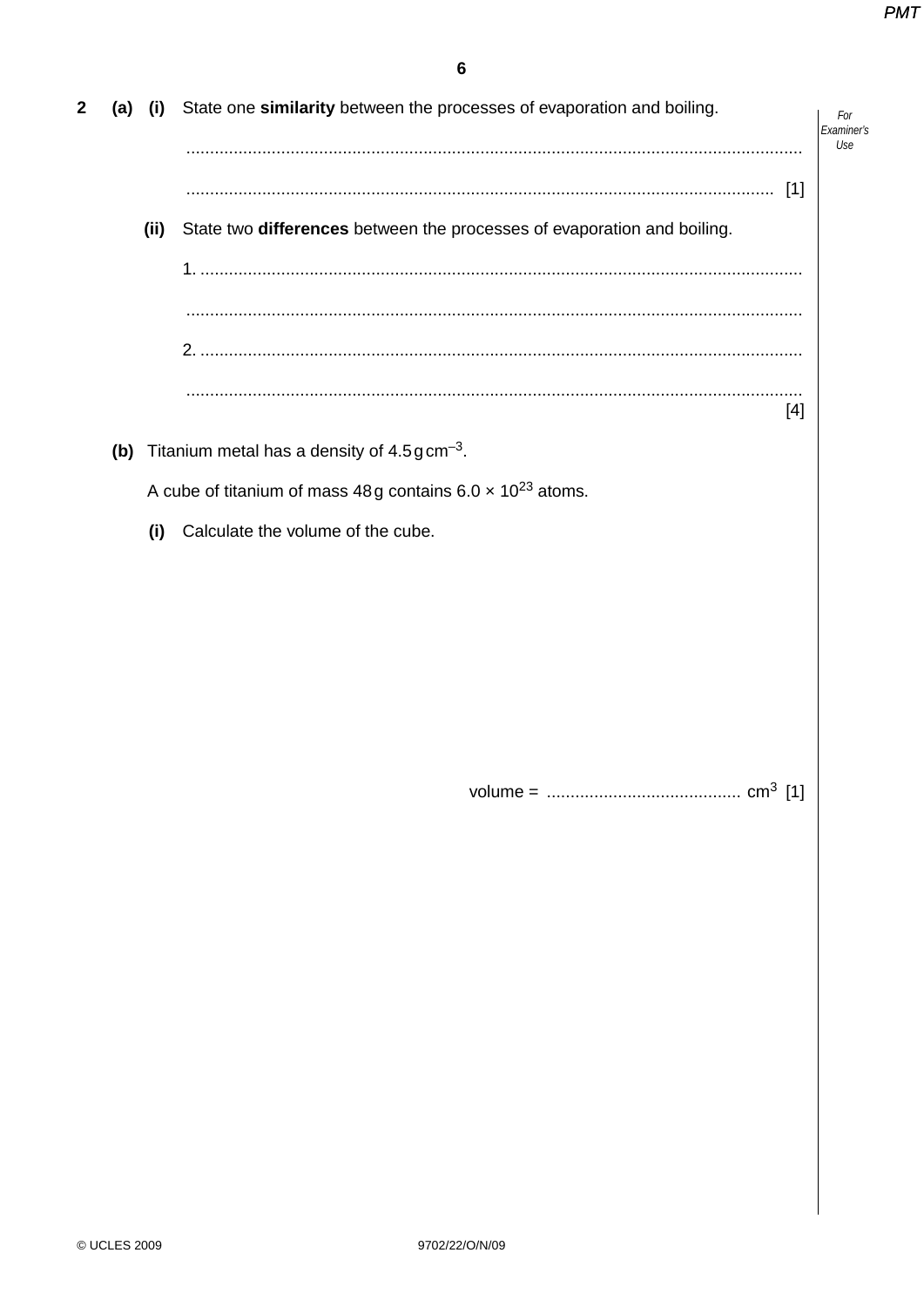**2** **(a)** **(i)** State one **similarity** between the processes of evaporation and boiling.

..........................................................................................................................................

.................................................................................................................................... [1]

**(ii)** State two **differences** between the processes of evaporation and boiling.

1. ......................................................................................................................................

..........................................................................................................................................

2. ......................................................................................................................................

..........................................................................................................................................
[4]

**(b)** Titanium metal has a density of 4.5 g cm$^{-3}$.

A cube of titanium of mass 48 g contains $6.0 \times 10^{23}$ atoms.

**(i)** Calculate the volume of the cube.

volume = ......................................... cm$^3$ [1]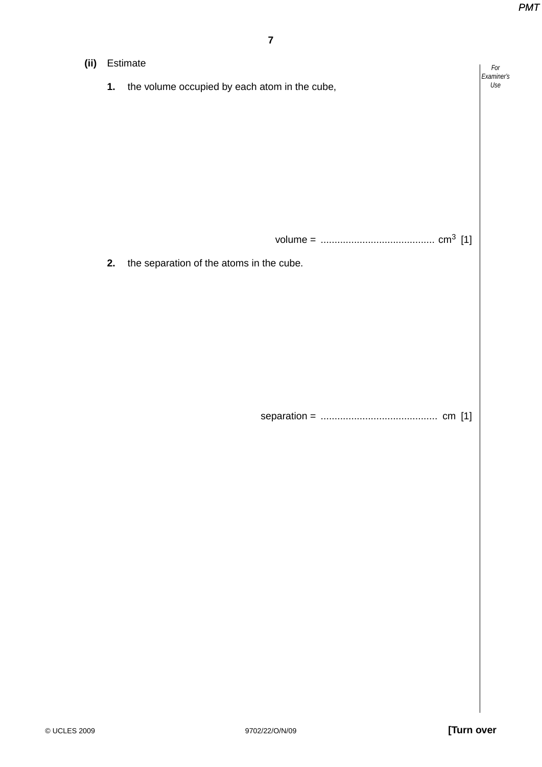**(ii)** Estimate

**1.** the volume occupied by each atom in the cube,

volume = ......................................... $cm^3$ [1]

**2.** the separation of the atoms in the cube.

separation = .......................................... cm [1]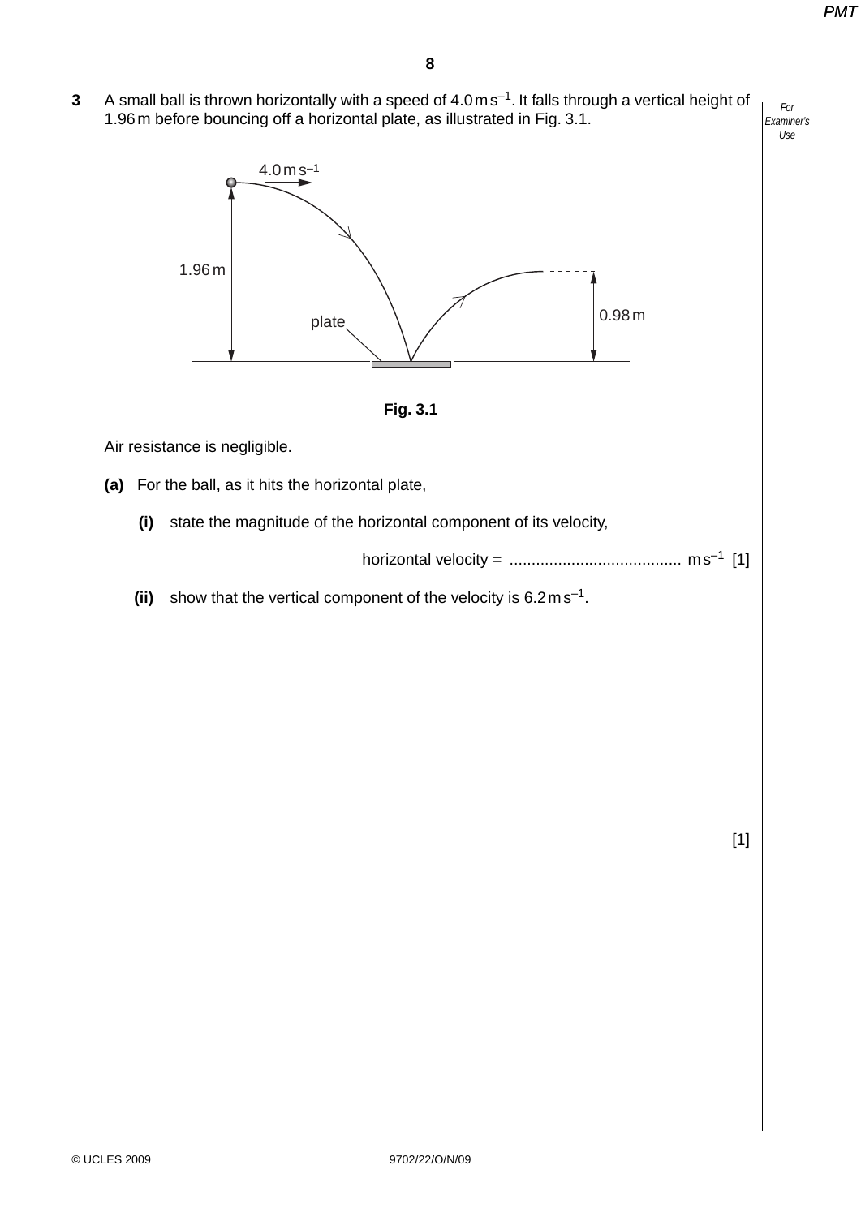**3** A small ball is thrown horizontally with a speed of $4.0\,\text{m}\,\text{s}^{-1}$. It falls through a vertical height of 1.96 m before bouncing off a horizontal plate, as illustrated in Fig. 3.1.

**Fig. 3.1**

Air resistance is negligible.

**(a)** For the ball, as it hits the horizontal plate,

**(i)** state the magnitude of the horizontal component of its velocity,

horizontal velocity = ....................................... $\text{m}\,\text{s}^{-1}$ [1]

**(ii)** show that the vertical component of the velocity is $6.2\,\text{m}\,\text{s}^{-1}$.

[1]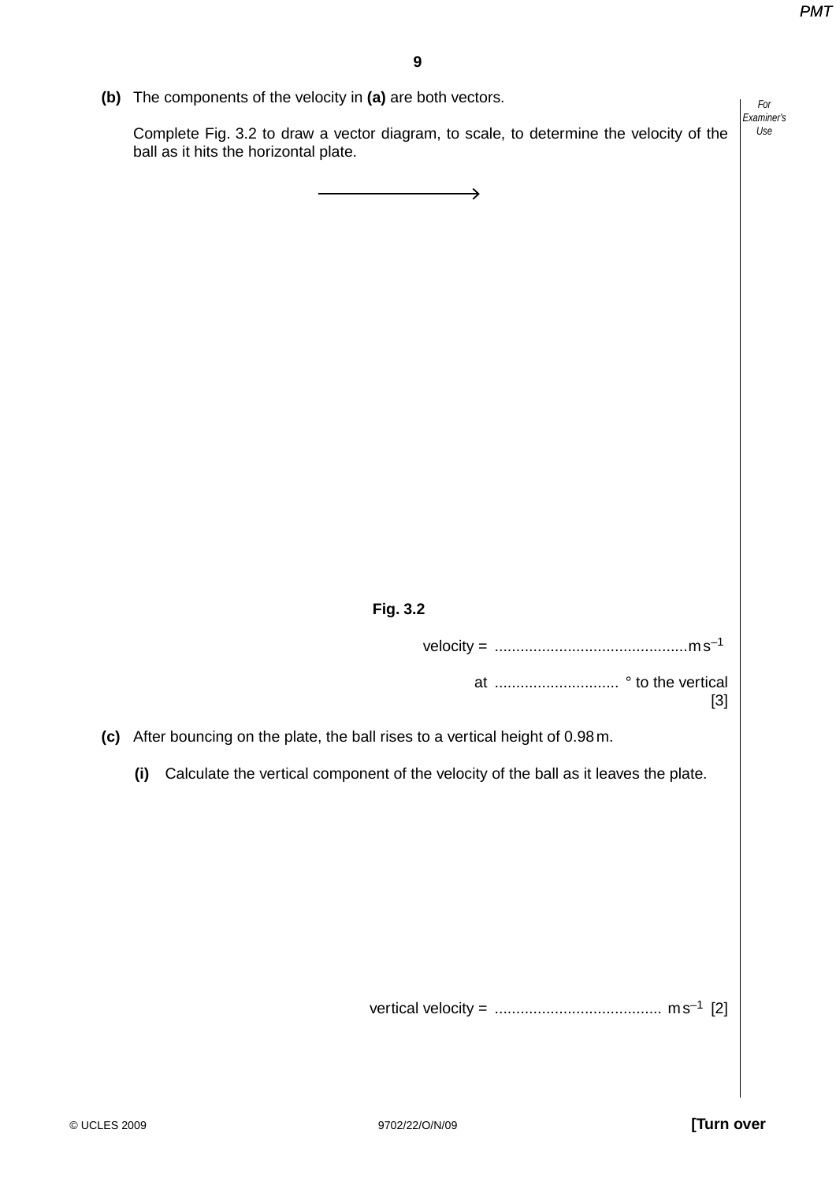**(b)** The components of the velocity in **(a)** are both vectors.

Complete Fig. 3.2 to draw a vector diagram, to scale, to determine the velocity of the ball as it hits the horizontal plate.

**Fig. 3.2**

velocity = ............................................ $m s^{-1}$

at ............................ ° to the vertical [3]

**(c)** After bouncing on the plate, the ball rises to a vertical height of 0.98 m.

**(i)** Calculate the vertical component of the velocity of the ball as it leaves the plate.

vertical velocity = ...................................... $m s^{-1}$ [2]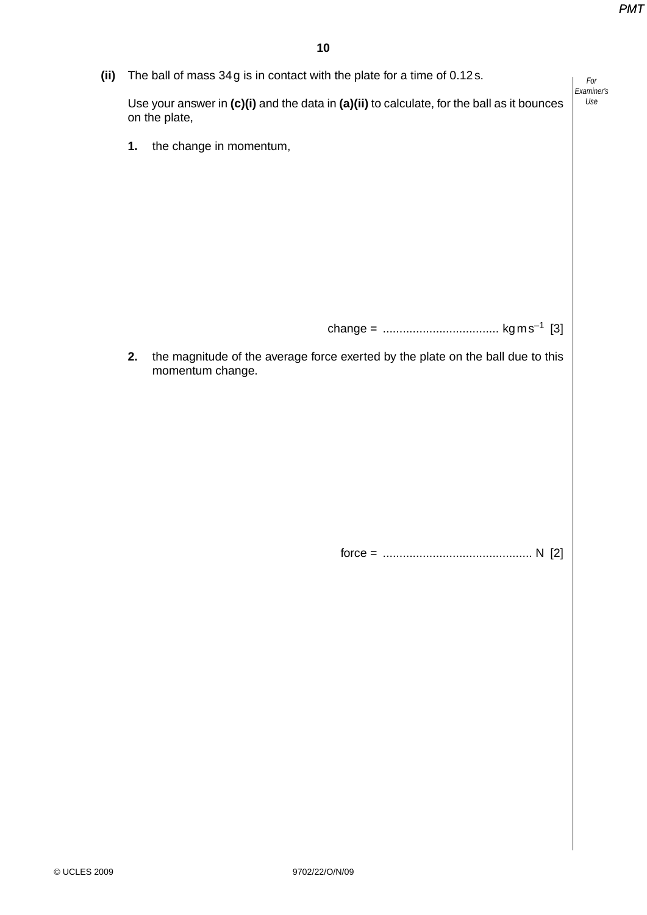**(ii)** The ball of mass 34 g is in contact with the plate for a time of 0.12 s.

Use your answer in **(c)(i)** and the data in **(a)(ii)** to calculate, for the ball as it bounces on the plate,

**1.** the change in momentum,

change = .................................. $kg\,m\,s^{-1}$ [3]

**2.** the magnitude of the average force exerted by the plate on the ball due to this momentum change.

force = ............................................ N [2]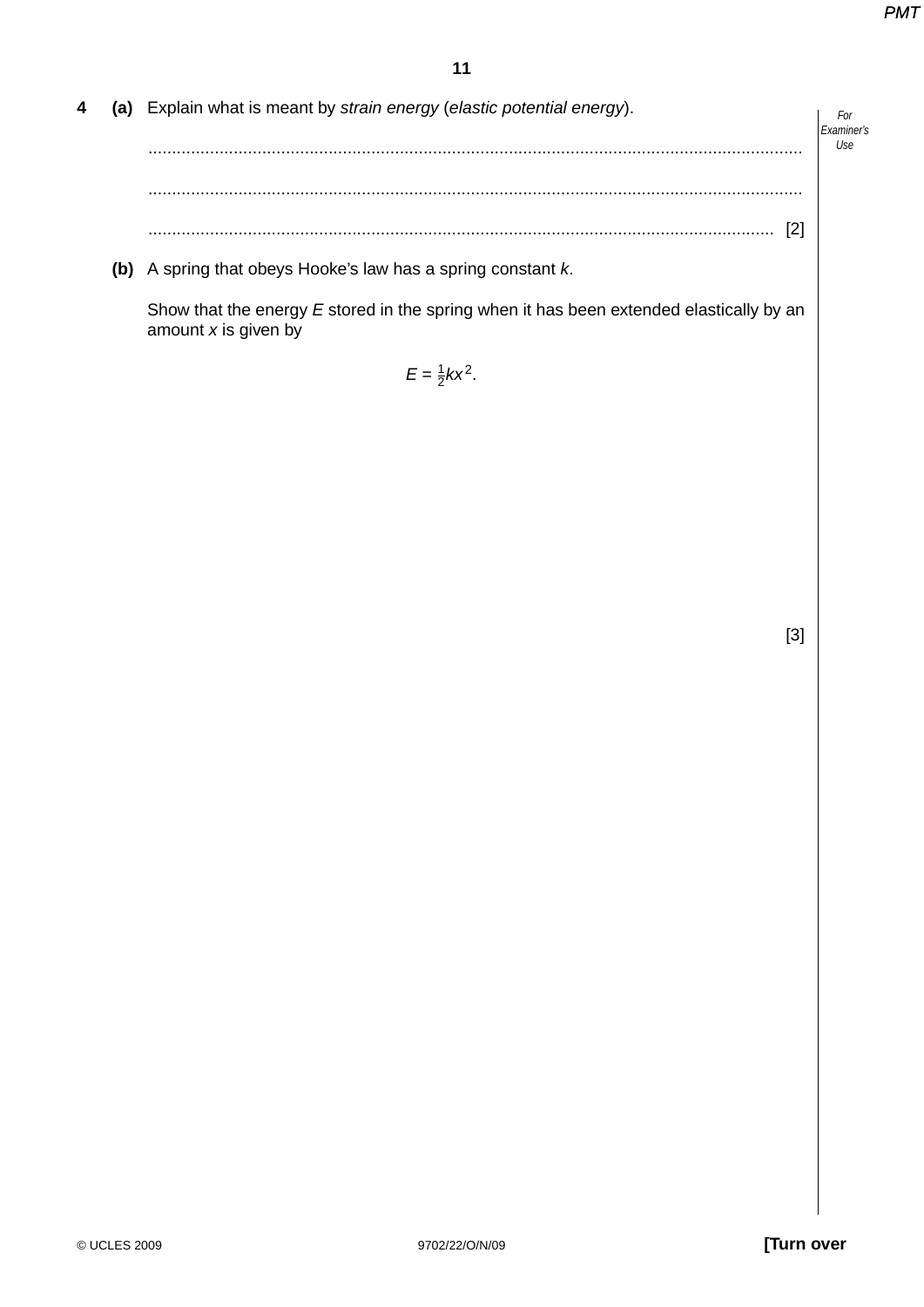**4** **(a)** Explain what is meant by *strain energy* (*elastic potential energy*).

..........................................................................................................................................

..........................................................................................................................................

.................................................................................................................................. [2]

**(b)** A spring that obeys Hooke's law has a spring constant $k$.

Show that the energy $E$ stored in the spring when it has been extended elastically by an amount $x$ is given by

$$E = \tfrac{1}{2}kx^2.$$

[3]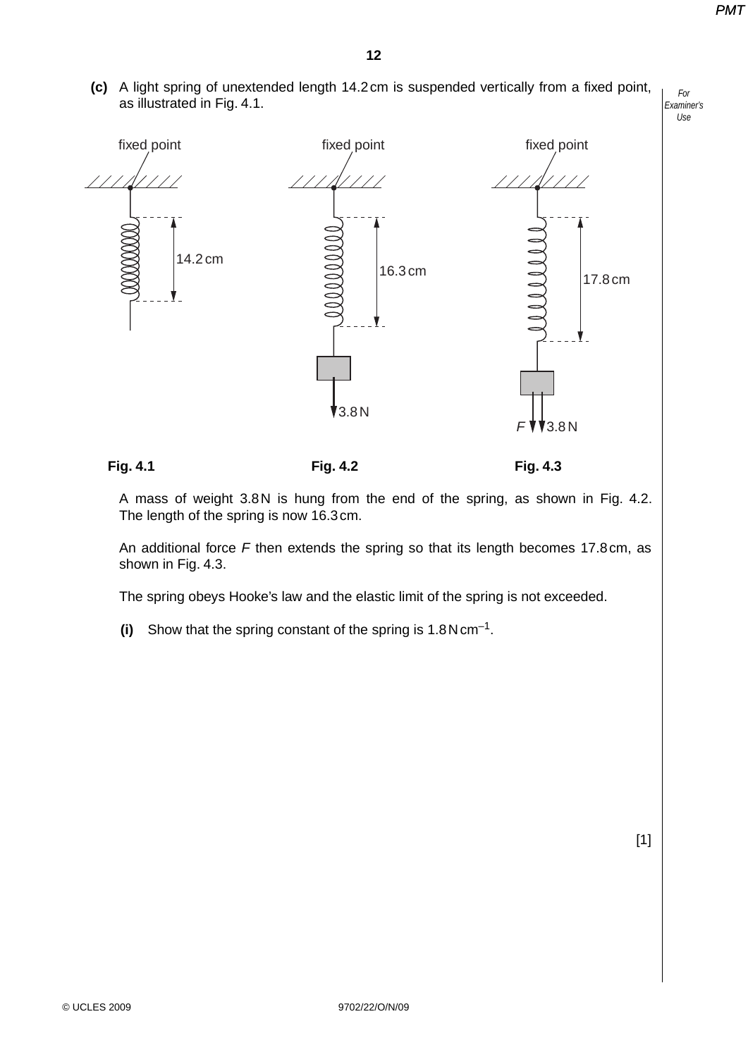**(c)** A light spring of unextended length 14.2 cm is suspended vertically from a fixed point, as illustrated in Fig. 4.1.

fixed point | fixed point | fixed point

14.2 cm | 16.3 cm | 17.8 cm

3.8 N | $F$ 3.8 N

**Fig. 4.1** **Fig. 4.2** **Fig. 4.3**

A mass of weight 3.8 N is hung from the end of the spring, as shown in Fig. 4.2. The length of the spring is now 16.3 cm.

An additional force $F$ then extends the spring so that its length becomes 17.8 cm, as shown in Fig. 4.3.

The spring obeys Hooke's law and the elastic limit of the spring is not exceeded.

**(i)** Show that the spring constant of the spring is $1.8\,\text{N}\,\text{cm}^{-1}$.

[1]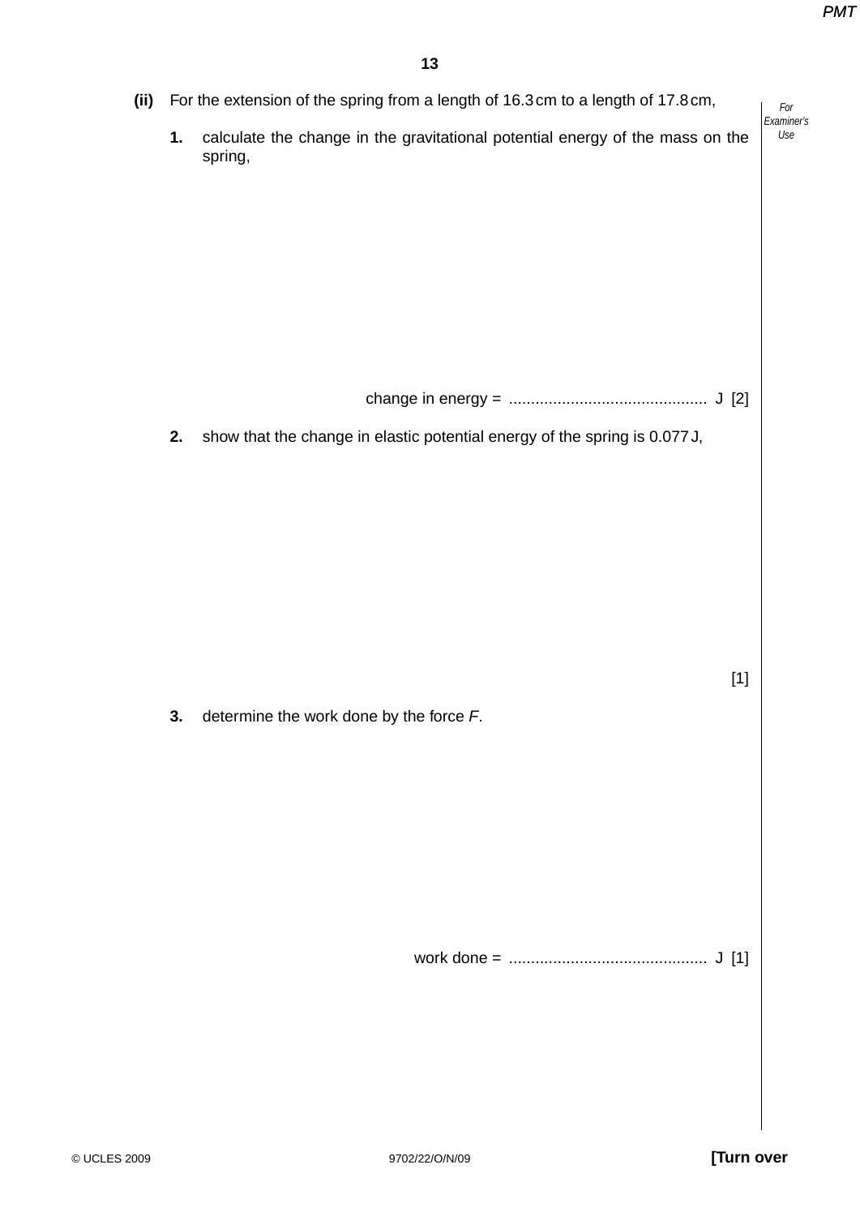**(ii)** For the extension of the spring from a length of 16.3 cm to a length of 17.8 cm,

**1.** calculate the change in the gravitational potential energy of the mass on the spring,

change in energy = ............................................ J [2]

**2.** show that the change in elastic potential energy of the spring is 0.077 J,

[1]

**3.** determine the work done by the force *F*.

work done = ............................................ J [1]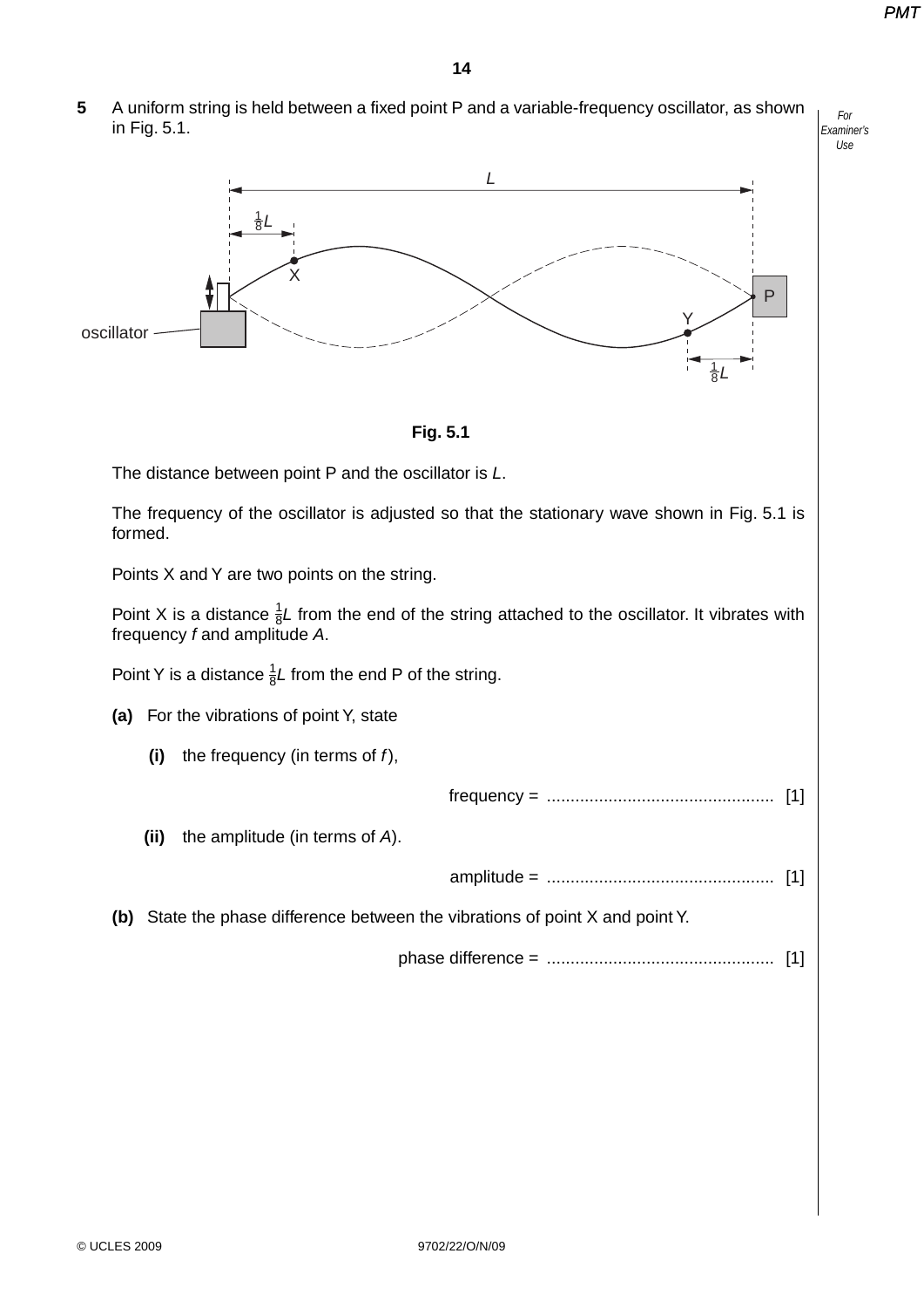**5** A uniform string is held between a fixed point P and a variable-frequency oscillator, as shown in Fig. 5.1.

**Fig. 5.1**

The distance between point P and the oscillator is $L$.

The frequency of the oscillator is adjusted so that the stationary wave shown in Fig. 5.1 is formed.

Points X and Y are two points on the string.

Point X is a distance $\frac{1}{8}L$ from the end of the string attached to the oscillator. It vibrates with frequency $f$ and amplitude $A$.

Point Y is a distance $\frac{1}{8}L$ from the end P of the string.

**(a)** For the vibrations of point Y, state

**(i)** the frequency (in terms of $f$),

frequency = ................................................ [1]

**(ii)** the amplitude (in terms of $A$).

amplitude = ................................................ [1]

**(b)** State the phase difference between the vibrations of point X and point Y.

phase difference = ................................................ [1]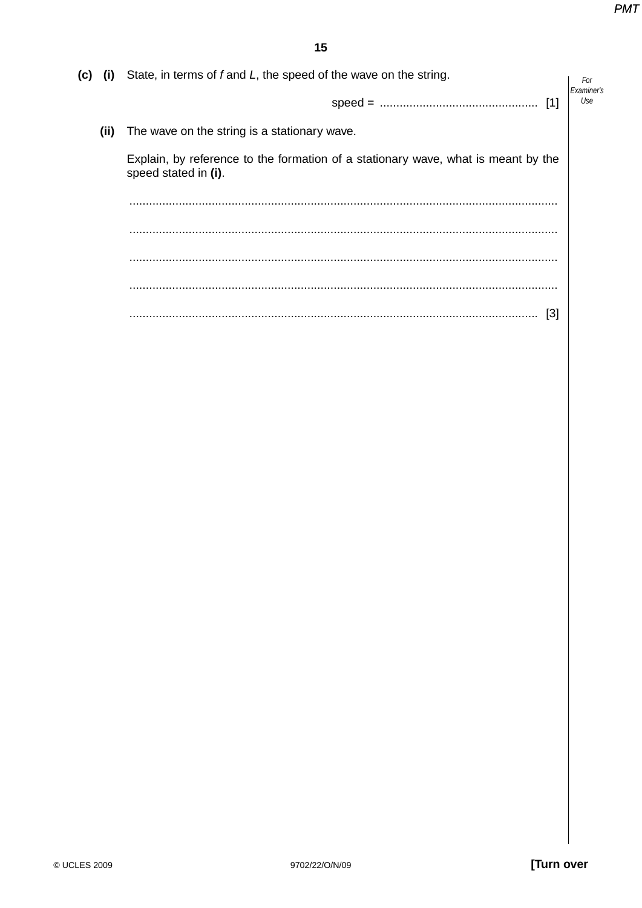**(c) (i)** State, in terms of $f$ and $L$, the speed of the wave on the string.

speed = ................................................ [1]

**(ii)** The wave on the string is a stationary wave.

Explain, by reference to the formation of a stationary wave, what is meant by the speed stated in **(i)**.

..................................................................................................................................

..................................................................................................................................

..................................................................................................................................

..................................................................................................................................

.......................................................................................................................... [3]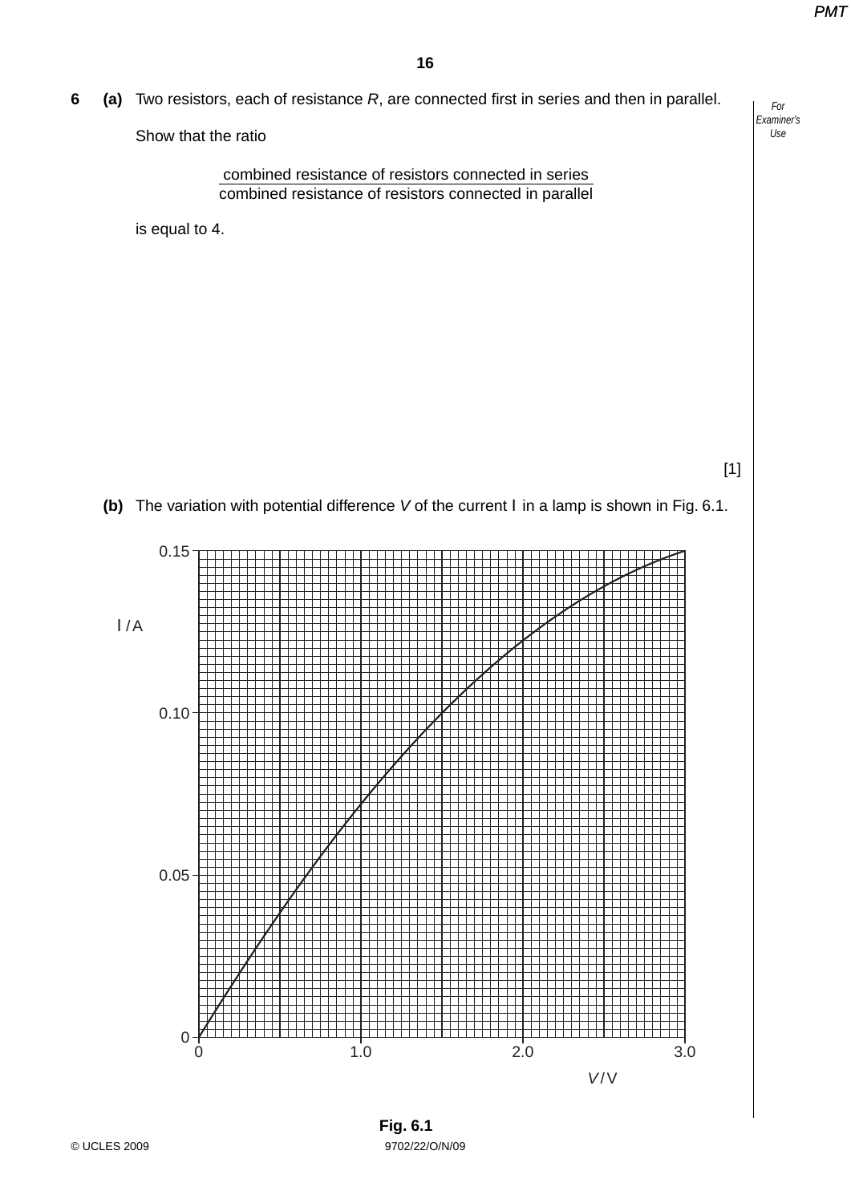**6 (a)** Two resistors, each of resistance $R$, are connected first in series and then in parallel.

Show that the ratio

$$\frac{\text{combined resistance of resistors connected in series}}{\text{combined resistance of resistors connected in parallel}}$$

is equal to 4.

[1]

**(b)** The variation with potential difference $V$ of the current $I$ in a lamp is shown in Fig. 6.1.

Fig. 6.1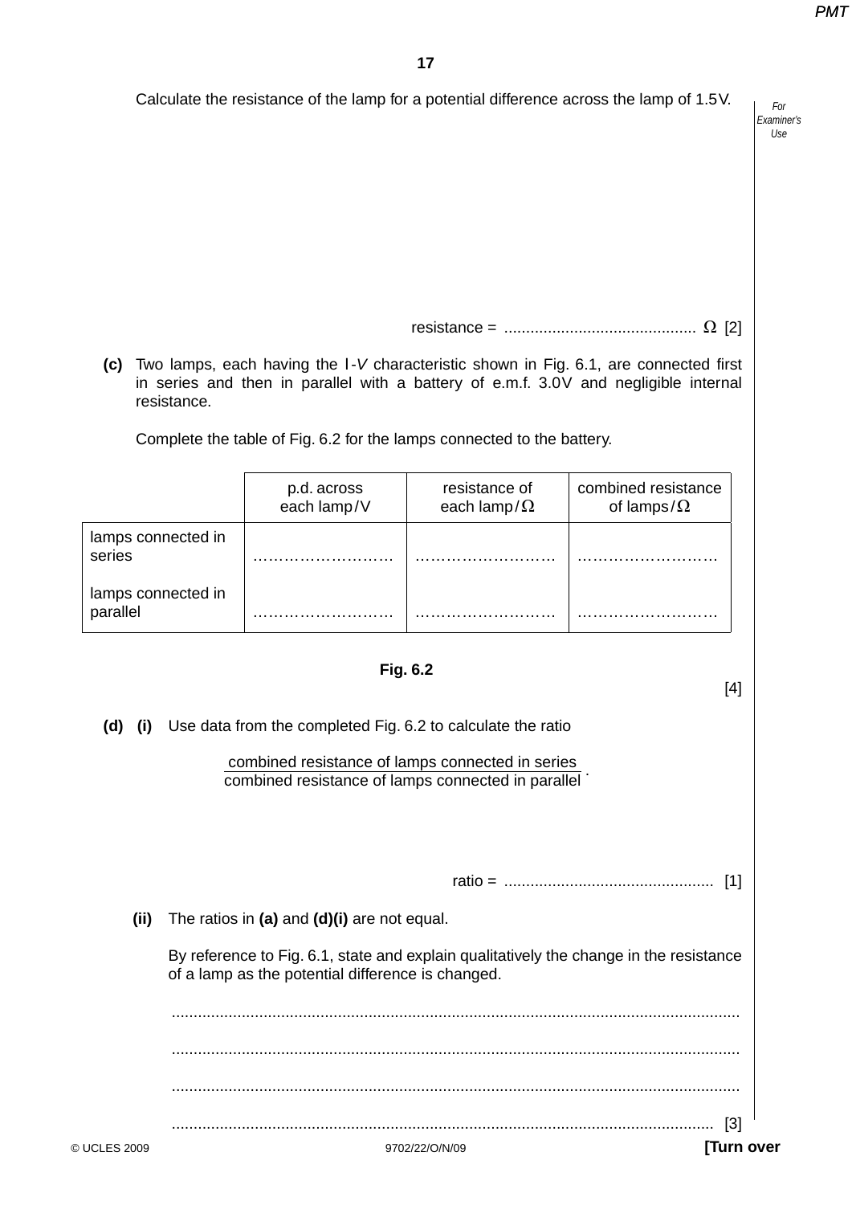Calculate the resistance of the lamp for a potential difference across the lamp of 1.5 V.

resistance = ............................................ Ω [2]

**(c)** Two lamps, each having the $I$-$V$ characteristic shown in Fig. 6.1, are connected first in series and then in parallel with a battery of e.m.f. 3.0 V and negligible internal resistance.

Complete the table of Fig. 6.2 for the lamps connected to the battery.

| | p.d. across each lamp / V | resistance of each lamp / Ω | combined resistance of lamps / Ω |
|---|---|---|---|
| lamps connected in series | ……………………… | ……………………… | ……………………… |
| lamps connected in parallel | ……………………… | ……………………… | ……………………… |

**Fig. 6.2**

[4]

**(d) (i)** Use data from the completed Fig. 6.2 to calculate the ratio

$$\frac{\text{combined resistance of lamps connected in series}}{\text{combined resistance of lamps connected in parallel}}.$$

ratio = ................................................ [1]

**(ii)** The ratios in **(a)** and **(d)(i)** are not equal.

By reference to Fig. 6.1, state and explain qualitatively the change in the resistance of a lamp as the potential difference is changed.

..................................................................................................................................

..................................................................................................................................

..................................................................................................................................

.................................................................................................................................. [3]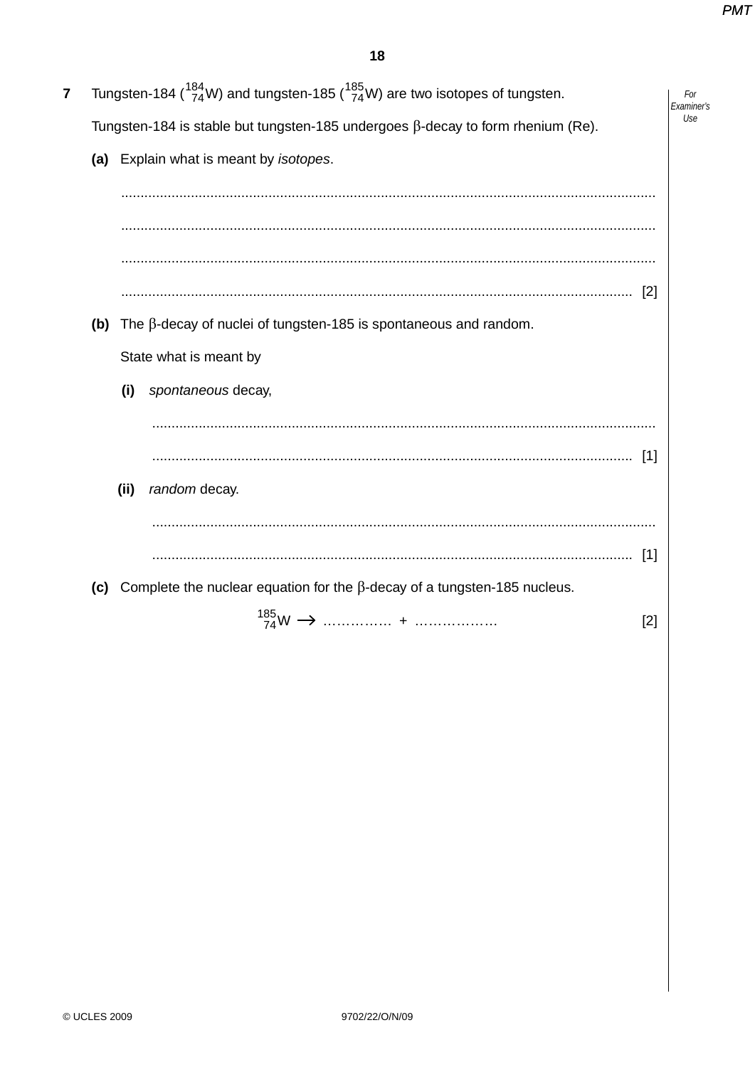**7** Tungsten-184 ($^{184}_{74}\text{W}$) and tungsten-185 ($^{185}_{74}\text{W}$) are two isotopes of tungsten.

Tungsten-184 is stable but tungsten-185 undergoes β-decay to form rhenium (Re).

**(a)** Explain what is meant by *isotopes*.

..........................................................................................................................................

..........................................................................................................................................

..........................................................................................................................................

.................................................................................................................................... [2]

**(b)** The β-decay of nuclei of tungsten-185 is spontaneous and random.

State what is meant by

**(i)** *spontaneous* decay,

..........................................................................................................................................

.................................................................................................................................... [1]

**(ii)** *random* decay.

..........................................................................................................................................

.................................................................................................................................... [1]

**(c)** Complete the nuclear equation for the β-decay of a tungsten-185 nucleus.

$$^{185}_{74}\text{W} \rightarrow \text{……………} + \text{………………}$$ [2]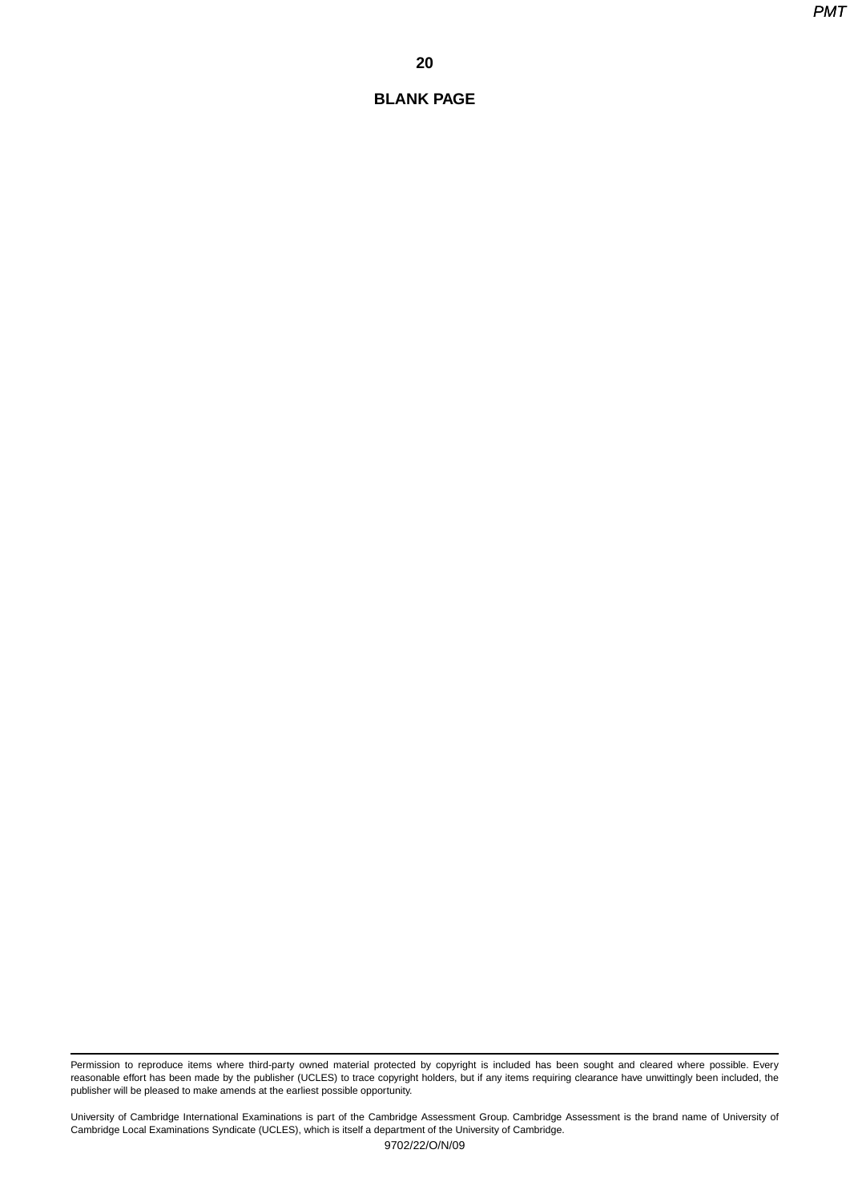**BLANK PAGE**

Permission to reproduce items where third-party owned material protected by copyright is included has been sought and cleared where possible. Every reasonable effort has been made by the publisher (UCLES) to trace copyright holders, but if any items requiring clearance have unwittingly been included, the publisher will be pleased to make amends at the earliest possible opportunity.

University of Cambridge International Examinations is part of the Cambridge Assessment Group. Cambridge Assessment is the brand name of University of Cambridge Local Examinations Syndicate (UCLES), which is itself a department of the University of Cambridge.